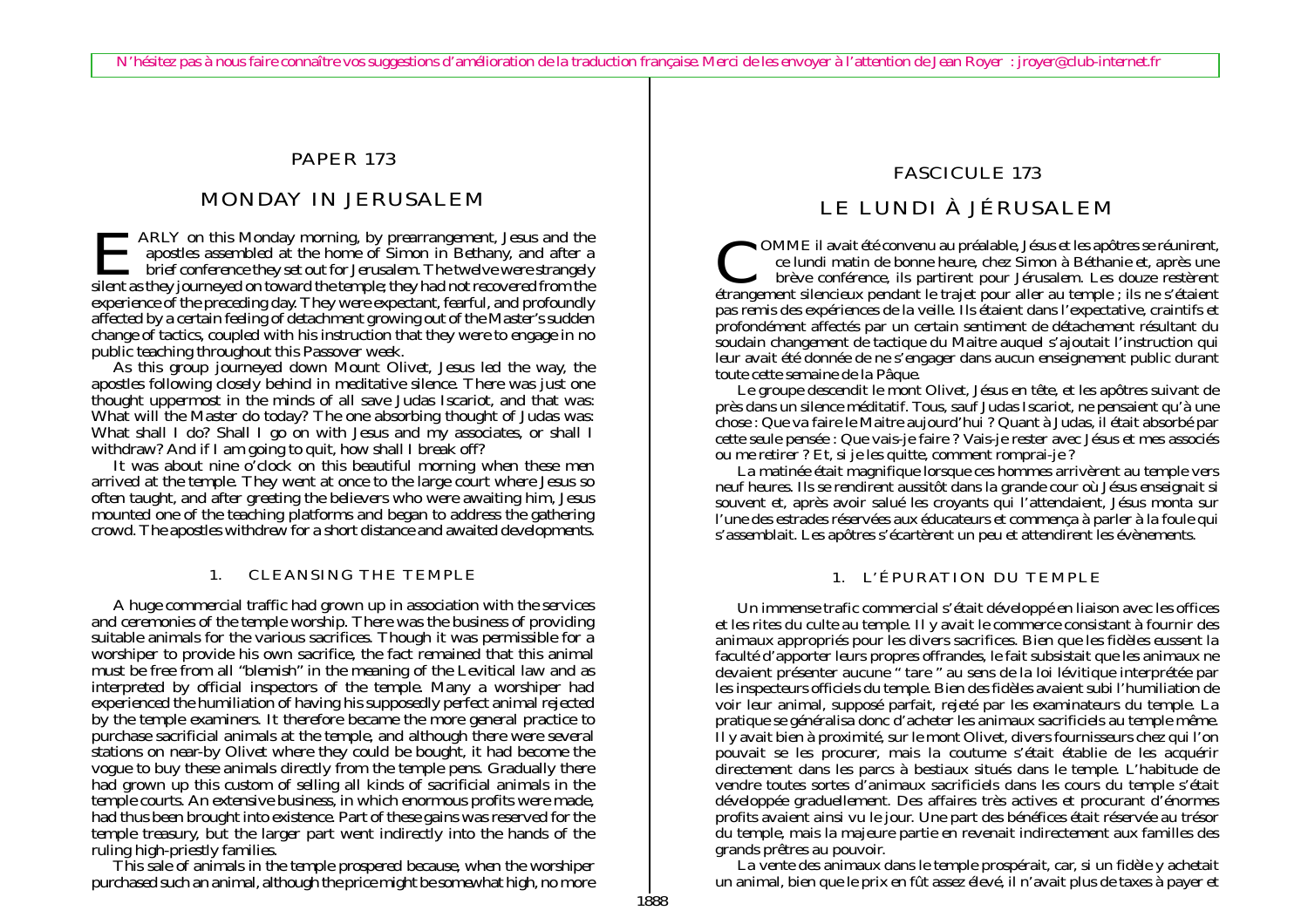N'hésitez pas à nous faire connaître vos suggestions d'amélioration de la traduction française. Merci de les envoyer à l'attention de Jean Royer : jroyer@club-internet.fr

# PAPER 173

# MONDAY IN JERUSALEM

EARLY on this Monday morning, by prearrangement, Jesus and the apostles assembled at the home of Simon in Bethany, and after a brief conference they set out for Jerusalem. The twelve were strangely silent as they journeyed on toward the temple; they had not recovered from the experience of the preceding day. They were expectant, fearful, and profoundly affected by a certain feeling of detachment growing out of the Master's sudden change of tactics, coupled with his instruction that they were to engage in no public teaching throughout this Passover week.

As this group journeyed down Mount Olivet, Jesus led the way, the apostles following closely behind in meditative silence. There was just one thought uppermost in the minds of all save Judas Iscariot, and that was: What will the Master do today? The one absorbing thought of Judas was: What shall I do? Shall I go on with Jesus and my associates, or shall I withdraw? And if I am going to quit, how shall I break off?

It was about nine o'clock on this beautiful morning when these men arrived at the temple. They went at once to the large court where Jesus so often taught, and after greeting the believers who were awaiting him, Jesus mounted one of the teaching platforms and began to address the gathering crowd. The apostles withdrew for a short distance and awaited developments.

## 1. CLEANSING THE TEMPLE

A huge commercial traffic had grown up in association with the services and ceremonies of the temple worship. There was the business of providing suitable animals for the various sacrifices. Though it was permissible for a worshiper to provide his own sacrifice, the fact remained that this animal must be free from all "blemish" in the meaning of the Levitical law and as interpreted by official inspectors of the temple. Many a worshiper had experienced the humiliation of having his supposedly perfect animal rejected by the temple examiners. It therefore became the more general practice to purchase sacrificial animals at the temple, and although there were several stations on near-by Olivet where they could be bought, it had become the vogue to buy these animals directly from the temple pens. Gradually there had grown up this custom of selling all kinds of sacrificial animals in the temple courts. An extensive business, in which enormous profits were made, had thus been brought into existence. Part of these gains was reserved for the temple treasury, but the larger part went indirectly into the hands of the ruling high-priestly families.

This sale of animals in the temple prospered because, when the worshiper purchased such an animal, although the price might be somewhat high, no more

# FASCICULE 173

# LE LUNDI À JÉRUSALEM

COMME il avait été convenu au préalable, Jésus et les apôtres se réunirent, ce lundi matin de bonne heure, chez Simon à Béthanie et, après une brève conférence, ils partirent pour Jérusalem. Les douze restèrent étrangement silencieux pendant le trajet pour aller au temple ; ils ne s'étaient pas remis des expériences de la veille. Ils étaient dans l'expectative, craintifs et profondément affectés par un certain sentiment de détachement résultant du soudain changement de tactique du Maitre auquel s'ajoutait l'instruction qui leur avait été donnée de ne s'engager dans aucun enseignement public durant toute cette semaine de la Pâque.

Le groupe descendit le mont Olivet, Jésus en tête, et les apôtres suivant de près dans un silence méditatif. Tous, sauf Judas Iscariot, ne pensaient qu'à une chose : Que va faire le Maitre aujourd'hui ? Quant à Judas, il était absorbé par cette seule pensée : Que vais-je faire ? Vais-je rester avec Jésus et mes associés ou me retirer ? Et, si je les quitte, comment romprai-je ?

La matinée était magnifique lorsque ces hommes arrivèrent au temple vers neuf heures. Ils se rendirent aussitôt dans la grande cour où Jésus enseignait si souvent et, après avoir salué les croyants qui l'attendaient, Jésus monta sur l'une des estrades réservées aux éducateurs et commença à parler à la foule qui s'assemblait. Les apôtres s'écartèrent un peu et attendirent les évènements.

## 1. L'ÉPURATION DU TEMPLE

Un immense trafic commercial s'était développé en liaison avec les offices et les rites du culte au temple. Il y avait le commerce consistant à fournir des animaux appropriés pour les divers sacrifices. Bien que les fidèles eussent la faculté d'apporter leurs propres offrandes, le fait subsistait que les animaux ne devaient présenter aucune " tare " au sens de la loi lévitique interprétée par les inspecteurs officiels du temple. Bien des fidèles avaient subi l'humiliation de voir leur animal, supposé parfait, rejeté par les examinateurs du temple. La pratique se généralisa donc d'acheter les animaux sacrificiels au temple même. Il y avait bien à proximité, sur le mont Olivet, divers fournisseurs chez qui l'on pouvait se les procurer, mais la coutume s'était établie de les acquérir directement dans les parcs à bestiaux situés dans le temple. L'habitude de vendre toutes sortes d'animaux sacrificiels dans les cours du temple s'était développée graduellement. Des affaires très actives et procurant d'énormes profits avaient ainsi vu le jour. Une part des bénéfices était réservée au trésor du temple, mais la majeure partie en revenait indirectement aux familles des grands prêtres au pouvoir.

La vente des animaux dans le temple prospérait, car, si un fidèle y achetait un animal, bien que le prix en fût assez élevé, il n'avait plus de taxes à payer et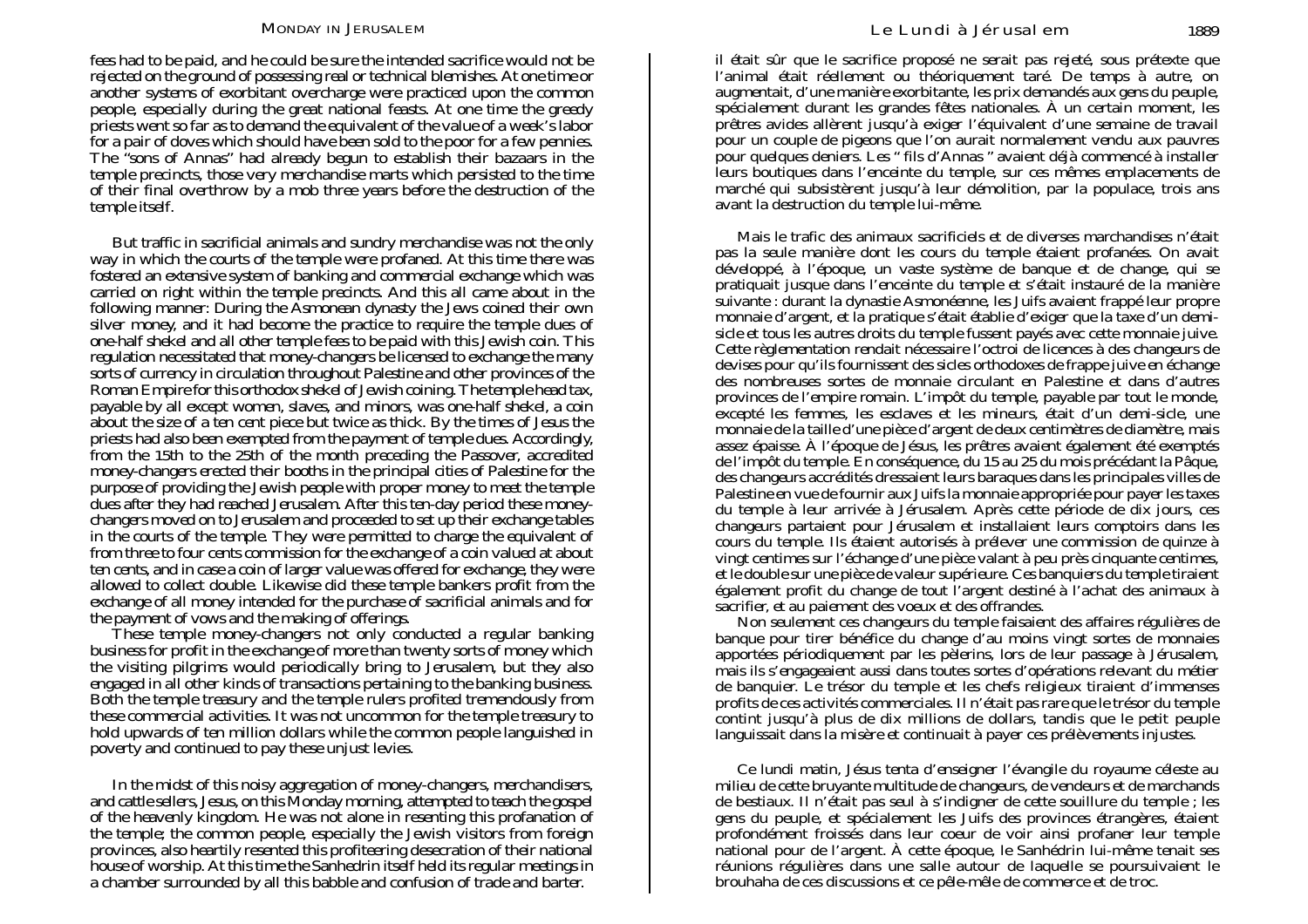fees had to be paid, and he could be sure the intended sacrifice would not be rejected on the ground of possessing real or technical blemishes. At one time or another systems of exorbitant overcharge were practiced upon the common people, especially during the great national feasts. At one time the greedy priests went so far as to demand the equivalent of the value of a week's labor for a pair of doves which should have been sold to the poor for a few pennies. The "sons of Annas" had already begun to establish their bazaars in the temple precincts, those very merchandise marts which persisted to the time of their final overthrow by a mob three years before the destruction of the temple itself.

But traffic in sacrificial animals and sundry merchandise was not the only way in which the courts of the temple were profaned. At this time there was fostered an extensive system of banking and commercial exchange which was carried on right within the temple precincts. And this all came about in the following manner: During the Asmonean dynasty the Jews coined their own silver money, and it had become the practice to require the temple dues of one-half shekel and all other temple fees to be paid with this Jewish coin. This regulation necessitated that money-changers be licensed to exchange the many sorts of currency in circulation throughout Palestine and other provinces of the Roman Empire for this orthodox shekel of Jewish coining. The temple head tax, payable by all except women, slaves, and minors, was one-half shekel, a coin about the size of a ten cent piece but twice as thick. By the times of Jesus the priests had also been exempted from the payment of temple dues. Accordingly, from the 15th to the 25th of the month preceding the Passover, accredited money-changers erected their booths in the principal cities of Palestine for the purpose of providing the Jewish people with proper money to meet the temple dues after they had reached Jerusalem. After this ten-day period these money-changers moved on to Jerusalem and proceeded to set up their exchange tables in the courts of the temple. They were permitted to charge the equivalent of from three to four cents commission for the exchange of a coin valued at about ten cents, and in case a coin of larger value was offered for exchange, they were allowed to collect double. Likewise did these temple bankers profit from the exchange of all money intended for the purchase of sacrificial animals and for the payment of vows and the making of offerings.

These temple money-changers not only conducted a regular banking business for profit in the exchange of more than twenty sorts of money which the visiting pilgrims would periodically bring to Jerusalem, but they also engaged in all other kinds of transactions pertaining to the banking business. Both the temple treasury and the temple rulers profited tremendously from these commercial activities. It was not uncommon for the temple treasury to hold upwards of ten million dollars while the common people languished in poverty and continued to pay these unjust levies.

In the midst of this noisy aggregation of money-changers, merchandisers, and cattle sellers, Jesus, on this Monday morning, attempted to teach the gospel of the heavenly kingdom. He was not alone in resenting this profanation of the temple; the common people, especially the Jewish visitors from foreign provinces, also heartily resented this profiteering desecration of their national house of worship. At this time the Sanhedrin itself held its regular meetings in a chamber surrounded by all this babble and confusion of trade and barter.

il était sûr que le sacrifice proposé ne serait pas rejeté, sous prétexte que l'animal était réellement ou théoriquement taré. De temps à autre, on augmentait, d'une manière exorbitante, les prix demandés aux gens du peuple, spécialement durant les grandes fêtes nationales. À un certain moment, les prêtres avides allèrent jusqu'à exiger l'équivalent d'une semaine de travail pour un couple de pigeons que l'on aurait normalement vendu aux pauvres pour quelques deniers. Les " fils d'Annas " avaient déjà commencé à installer leurs boutiques dans l'enceinte du temple, sur ces mêmes emplacements de marché qui subsistèrent jusqu'à leur démolition, par la populace, trois ans avant la destruction du temple lui-même.

Mais le trafic des animaux sacrificiels et de diverses marchandises n'était pas la seule manière dont les cours du temple étaient profanées. On avait développé, à l'époque, un vaste système de banque et de change, qui se pratiquait jusque dans l'enceinte du temple et s'était instauré de la manière suivante : durant la dynastie Asmonéenne, les Juifs avaient frappé leur propre monnaie d'argent, et la pratique s'était établie d'exiger que la taxe d'un demi-sicle et tous les autres droits du temple fussent payés avec cette monnaie juive. Cette règlementation rendait nécessaire l'octroi de licences à des changeurs de devises pour qu'ils fournissent des sicles orthodoxes de frappe juive en échange des nombreuses sortes de monnaie circulant en Palestine et dans d'autres provinces de l'empire romain. L'impôt du temple, payable par tout le monde, excepté les femmes, les esclaves et les mineurs, était d'un demi-sicle, une monnaie de la taille d'une pièce d'argent de deux centimètres de diamètre, mais assez épaisse. À l'époque de Jésus, les prêtres avaient également été exemptés de l'impôt du temple. En conséquence, du 15 au 25 du mois précédant la Pâque, des changeurs accrédités dressaient leurs baraques dans les principales villes de Palestine en vue de fournir aux Juifs la monnaie appropriée pour payer les taxes du temple à leur arrivée à Jérusalem. Après cette période de dix jours, ces changeurs partaient pour Jérusalem et installaient leurs comptoirs dans les cours du temple. Ils étaient autorisés à prélever une commission de quinze à vingt centimes sur l'échange d'une pièce valant à peu près cinquante centimes, et le double sur une pièce de valeur supérieure. Ces banquiers du temple tiraient également profit du change de tout l'argent destiné à l'achat des animaux à sacrifier, et au paiement des voeux et des offrandes.

Non seulement ces changeurs du temple faisaient des affaires régulières de banque pour tirer bénéfice du change d'au moins vingt sortes de monnaies apportées périodiquement par les pèlerins, lors de leur passage à Jérusalem, mais ils s'engageaient aussi dans toutes sortes d'opérations relevant du métier de banquier. Le trésor du temple et les chefs religieux tiraient d'immenses profits de ces activités commerciales. Il n'était pas rare que le trésor du temple contînt jusqu'à plus de dix millions de dollars, tandis que le petit peuple languissait dans la misère et continuait à payer ces prélèvements injustes.

Ce lundi matin, Jésus tenta d'enseigner l'évangile du royaume céleste au milieu de cette bruyante multitude de changeurs, de vendeurs et de marchands de bestiaux. Il n'était pas seul à s'indigner de cette souillure du temple ; les gens du peuple, et spécialement les Juifs des provinces étrangères, étaient profondément froissés dans leur coeur de voir ainsi profaner leur temple national pour de l'argent. À cette époque, le Sanhédrin lui-même tenait ses réunions régulières dans une salle autour de laquelle se poursuivaient le brouhaha de ces discussions et ce pêle-mêle de commerce et de troc.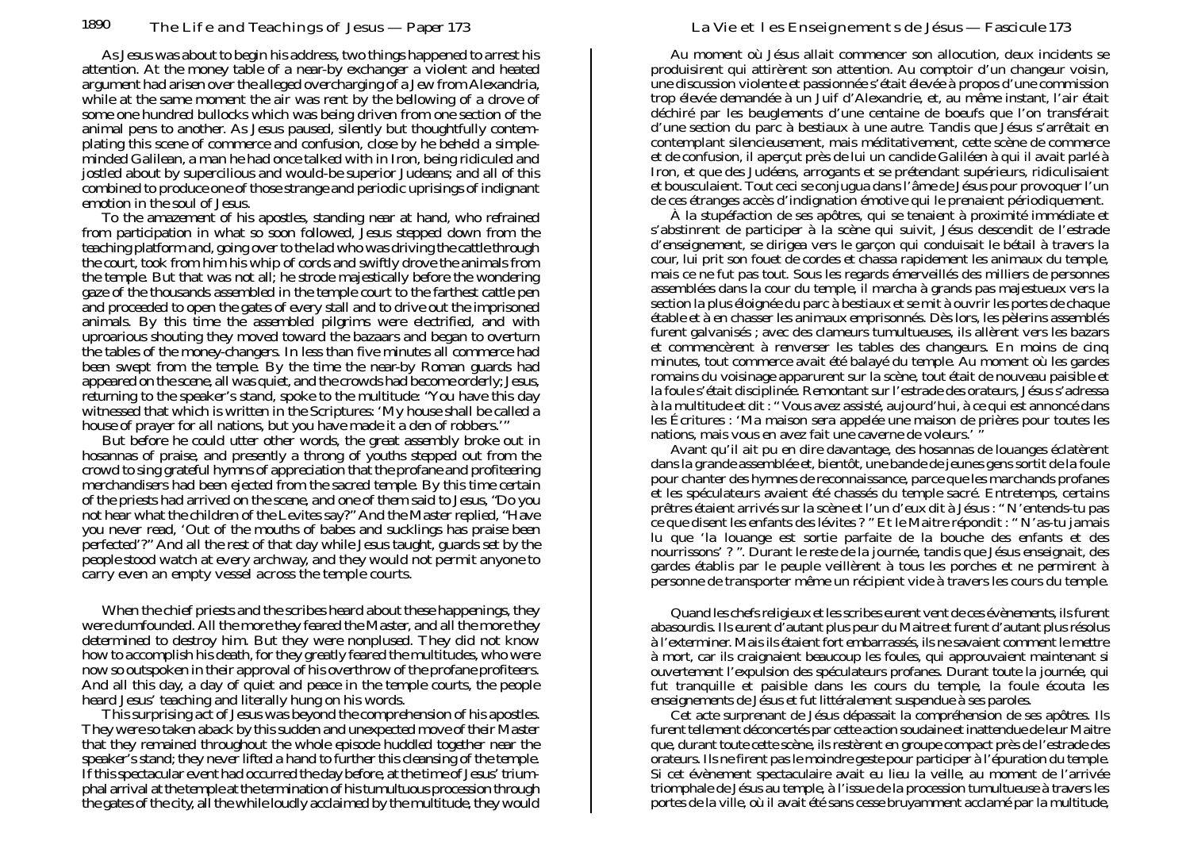As Jesus was about to begin his address, two things happened to arrest his attention. At the money table of a near-by exchanger a violent and heated argument had arisen over the alleged overcharging of a Jew from Alexandria, while at the same moment the air was rent by the bellowing of a drove of some one hundred bullocks which was being driven from one section of the animal pens to another. As Jesus paused, silently but thoughtfully contemplating this scene of commerce and confusion, close by he beheld a simple-minded Galilean, a man he had once talked with in Iron, being ridiculed and jostled about by supercilious and would-be superior Judeans; and all of this combined to produce one of those strange and periodic uprisings of indignant emotion in the soul of Jesus.

To the amazement of his apostles, standing near at hand, who refrained from participation in what so soon followed, Jesus stepped down from the teaching platform and, going over to the lad who was driving the cattle through the court, took from him his whip of cords and swiftly drove the animals from the temple. But that was not all; he strode majestically before the wondering gaze of the thousands assembled in the temple court to the farthest cattle pen and proceeded to open the gates of every stall and to drive out the imprisoned animals. By this time the assembled pilgrims were electrified, and with uproarious shouting they moved toward the bazaars and began to overturn the tables of the money-changers. In less than five minutes all commerce had been swept from the temple. By the time the near-by Roman guards had appeared on the scene, all was quiet, and the crowds had become orderly; Jesus, returning to the speaker's stand, spoke to the multitude: "You have this day witnessed that which is written in the Scriptures: 'My house shall be called a house of prayer for all nations, but you have made it a den of robbers.'"

But before he could utter other words, the great assembly broke out in hosannas of praise, and presently a throng of youths stepped out from the crowd to sing grateful hymns of appreciation that the profane and profiteering merchandisers had been ejected from the sacred temple. By this time certain of the priests had arrived on the scene, and one of them said to Jesus, "Do you not hear what the children of the Levites say?" And the Master replied, "Have you never read, 'Out of the mouths of babes and sucklings has praise been perfected'?" And all the rest of that day while Jesus taught, guards set by the people stood watch at every archway, and they would not permit anyone to carry even an empty vessel across the temple courts.

When the chief priests and the scribes heard about these happenings, they were dumfounded. All the more they feared the Master, and all the more they determined to destroy him. But they were nonplused. They did not know how to accomplish his death, for they greatly feared the multitudes, who were now so outspoken in their approval of his overthrow of the profane profiteers. And all this day, a day of quiet and peace in the temple courts, the people heard Jesus' teaching and literally hung on his words.

This surprising act of Jesus was beyond the comprehension of his apostles. They were so taken aback by this sudden and unexpected move of their Master that they remained throughout the whole episode huddled together near the speaker's stand; they never lifted a hand to further this cleansing of the temple. If this spectacular event had occurred the day before, at the time of Jesus' triumphal arrival at the temple at the termination of his tumultuous procession through the gates of the city, all the while loudly acclaimed by the multitude, they would

Au moment où Jésus allait commencer son allocution, deux incidents se produisirent qui attirèrent son attention. Au comptoir d'un changeur voisin, une discussion violente et passionnée s'était élevée à propos d'une commission trop élevée demandée à un Juif d'Alexandrie, et, au même instant, l'air était déchiré par les beuglements d'une centaine de boeufs que l'on transférait d'une section du parc à bestiaux à une autre. Tandis que Jésus s'arrêtait en contemplant silencieusement, mais méditativement, cette scène de commerce et de confusion, il aperçut près de lui un candide Galiléen à qui il avait parlé à Iron, et que des Judéens, arrogants et se prétendant supérieurs, ridiculisaient et bousculaient. Tout ceci se conjugua dans l'âme de Jésus pour provoquer l'un de ces étranges accès d'indignation émotive qui le prenaient périodiquement.

À la stupéfaction de ses apôtres, qui se tenaient à proximité immédiate et s'abstinrent de participer à la scène qui suivit, Jésus descendit de l'estrade d'enseignement, se dirigea vers le garçon qui conduisait le bétail à travers la cour, lui prit son fouet de cordes et chassa rapidement les animaux du temple, mais ce ne fut pas tout. Sous les regards émerveillés des milliers de personnes assemblées dans la cour du temple, il marcha à grands pas majestueux vers la section la plus éloignée du parc à bestiaux et se mit à ouvrir les portes de chaque étable et à en chasser les animaux emprisonnés. Dès lors, les pèlerins assemblés furent galvanisés ; avec des clameurs tumultueuses, ils allèrent vers les bazars et commencèrent à renverser les tables des changeurs. En moins de cinq minutes, tout commerce avait été balayé du temple. Au moment où les gardes romains du voisinage apparurent sur la scène, tout était de nouveau paisible et la foule s'était disciplinée. Remontant sur l'estrade des orateurs, Jésus s'adressa à la multitude et dit : " Vous avez assisté, aujourd'hui, à ce qui est annoncé dans les Écritures : 'Ma maison sera appelée une maison de prières pour toutes les nations, mais vous en avez fait une caverne de voleurs.' "

Avant qu'il ait pu en dire davantage, des hosannas de louanges éclatèrent dans la grande assemblée et, bientôt, une bande de jeunes gens sortit de la foule pour chanter des hymnes de reconnaissance, parce que les marchands profanes et les spéculateurs avaient été chassés du temple sacré. Entretemps, certains prêtres étaient arrivés sur la scène et l'un d'eux dit à Jésus : " N'entends-tu pas ce que disent les enfants des lévites ? " Et le Maitre répondit : " N'as-tu jamais lu que 'la louange est sortie parfaite de la bouche des enfants et des nourrissons' ? ". Durant le reste de la journée, tandis que Jésus enseignait, des gardes établis par le peuple veillèrent à tous les porches et ne permirent à personne de transporter même un récipient vide à travers les cours du temple.

Quand les chefs religieux et les scribes eurent vent de ces évènements, ils furent abasourdis. Ils eurent d'autant plus peur du Maitre et furent d'autant plus résolus à l'exterminer. Mais ils étaient fort embarrassés, ils ne savaient comment le mettre à mort, car ils craignaient beaucoup les foules, qui approuvaient maintenant si ouvertement l'expulsion des spéculateurs profanes. Durant toute la journée, qui fut tranquille et paisible dans les cours du temple, la foule écouta les enseignements de Jésus et fut littéralement suspendue à ses paroles.

Cet acte surprenant de Jésus dépassait la compréhension de ses apôtres. Ils furent tellement déconcertés par cette action soudaine et inattendue de leur Maitre que, durant toute cette scène, ils restèrent en groupe compact près de l'estrade des orateurs. Ils ne firent pas le moindre geste pour participer à l'épuration du temple. Si cet évènement spectaculaire avait eu lieu la veille, au moment de l'arrivée triomphale de Jésus au temple, à l'issue de la procession tumultueuse à travers les portes de la ville, où il avait été sans cesse bruyamment acclamé par la multitude,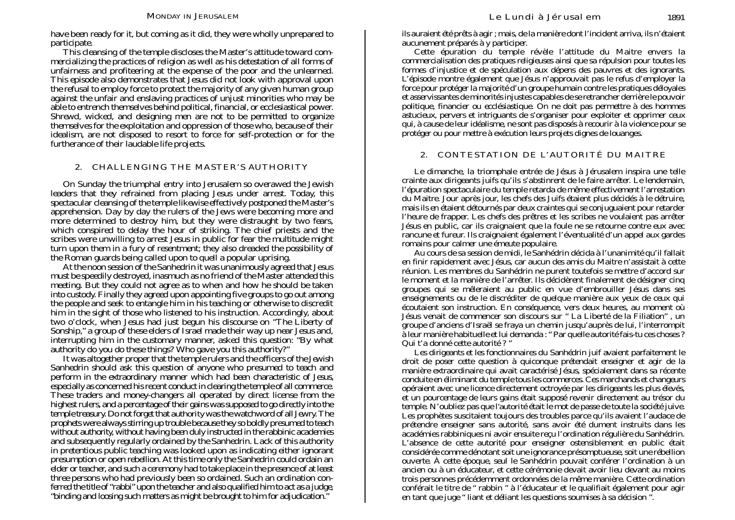have been ready for it, but coming as it did, they were wholly unprepared to participate.

This cleansing of the temple discloses the Master's attitude toward commercializing the practices of religion as well as his detestation of all forms of unfairness and profiteering at the expense of the poor and the unlearned. This episode also demonstrates that Jesus did not look with approval upon the refusal to employ force to protect the majority of any given human group against the unfair and enslaving practices of unjust minorities who may be able to entrench themselves behind political, financial, or ecclesiastical power. Shrewd, wicked, and designing men are not to be permitted to organize themselves for the exploitation and oppression of those who, because of their idealism, are not disposed to resort to force for self-protection or for the furtherance of their laudable life projects.

## 2. CHALLENGING THE MASTER'S AUTHORITY

On Sunday the triumphal entry into Jerusalem so overawed the Jewish leaders that they refrained from placing Jesus under arrest. Today, this spectacular cleansing of the temple likewise effectively postponed the Master's apprehension. Day by day the rulers of the Jews were becoming more and more determined to destroy him, but they were distraught by two fears, which conspired to delay the hour of striking. The chief priests and the scribes were unwilling to arrest Jesus in public for fear the multitude might turn upon them in a fury of resentment; they also dreaded the possibility of the Roman guards being called upon to quell a popular uprising.

At the noon session of the Sanhedrin it was unanimously agreed that Jesus must be speedily destroyed, inasmuch as no friend of the Master attended this meeting. But they could not agree as to when and how he should be taken into custody. Finally they agreed upon appointing five groups to go out among the people and seek to entangle him in his teaching or otherwise to discredit him in the sight of those who listened to his instruction. Accordingly, about two o'clock, when Jesus had just begun his discourse on "The Liberty of Sonship," a group of these elders of Israel made their way up near Jesus and, interrupting him in the customary manner, asked this question: "By what authority do you do these things? Who gave you this authority?"

It was altogether proper that the temple rulers and the officers of the Jewish Sanhedrin should ask this question of anyone who presumed to teach and perform in the extraordinary manner which had been characteristic of Jesus, especially as concerned his recent conduct in clearing the temple of all commerce. These traders and money-changers all operated by direct license from the highest rulers, and a percentage of their gains was supposed to go directly into the temple treasury. Do not forget that authority was the watchword of all Jewry. The prophets were always stirring up trouble because they so boldly presumed to teach without authority, without having been duly instructed in the rabbinic academies and subsequently regularly ordained by the Sanhedrin. Lack of this authority in pretentious public teaching was looked upon as indicating either ignorant presumption or open rebellion. At this time only the Sanhedrin could ordain an elder or teacher, and such a ceremony had to take place in the presence of at least three persons who had previously been so ordained. Such an ordination conferred the title of "rabbi" upon the teacher and also qualified him to act as a judge, "binding and loosing such matters as might be brought to him for adjudication."

ils auraient été prêts à agir ; mais, de la manière dont l'incident arriva, ils n'étaient aucunement préparés à y participer.

Cette épuration du temple révèle l'attitude du Maitre envers la commercialisation des pratiques religieuses ainsi que sa répulsion pour toutes les formes d'injustice et de spéculation aux dépens des pauvres et des ignorants. L'épisode montre également que Jésus n'approuvait pas le refus d'employer la force pour protéger la majorité d'un groupe humain contre les pratiques déloyales et asservissantes de minorités injustes capables de se retrancher derrière le pouvoir politique, financier ou ecclésiastique. On ne doit pas permettre à des hommes astucieux, pervers et intrigants de s'organiser pour exploiter et opprimer ceux qui, à cause de leur idéalisme, ne sont pas disposés à recourir à la violence pour se protéger ou pour mettre à exécution leurs projets dignes de louanges.

## 2. CONTESTATION DE L'AUTORITÉ DU MAITRE

Le dimanche, la triomphale entrée de Jésus à Jérusalem inspira une telle crainte aux dirigeants juifs qu'ils s'abstinrent de le faire arrêter. Le lendemain, l'épuration spectaculaire du temple retarda de même effectivement l'arrestation du Maitre. Jour après jour, les chefs des Juifs étaient plus décidés à le détruire, mais ils en étaient détournés par deux craintes qui se conjuguaient pour retarder l'heure de frapper. Les chefs des prêtres et les scribes ne voulaient pas arrêter Jésus en public, car ils craignaient que la foule ne se retourne contre eux avec rancune et fureur. Ils craignaient également l'éventualité d'un appel aux gardes romains pour calmer une émeute populaire.

Au cours de sa session de midi, le Sanhédrin décida à l'unanimité qu'il fallait en finir rapidement avec Jésus, car aucun des amis du Maitre n'assistait à cette réunion. Les membres du Sanhédrin ne purent toutefois se mettre d'accord sur le moment et la manière de l'arrêter. Ils décidèrent finalement de désigner cinq groupes qui se mêleraient au public en vue d'embrouiller Jésus dans ses enseignements ou de le discréditer de quelque manière aux yeux de ceux qui écoutaient son instruction. En conséquence, vers deux heures, au moment où Jésus venait de commencer son discours sur " La Liberté de la Filiation ", un groupe d'anciens d'Israël se fraya un chemin jusqu'auprès de lui, l'interrompit à leur manière habituelle et lui demanda : " Par quelle autorité fais-tu ces choses ? Qui t'a donné cette autorité ? "

Les dirigeants et les fonctionnaires du Sanhédrin juif avaient parfaitement le droit de poser cette question à quiconque prétendait enseigner et agir de la manière extraordinaire qui avait caractérisé Jésus, spécialement dans sa récente conduite en éliminant du temple tous les commerces. Ces marchands et changeurs opéraient avec une licence directement octroyée par les dirigeants les plus élevés, et un pourcentage de leurs gains était supposé revenir directement au trésor du temple. N'oubliez pas que l'autorité était le mot de passe de toute la société juive. Les prophètes suscitaient toujours des troubles parce qu'ils avaient l'audace de prétendre enseigner sans autorité, sans avoir été dument instruits dans les académies rabbiniques ni avoir ensuite reçu l'ordination régulière du Sanhédrin. L'absence de cette autorité pour enseigner ostensiblement en public était considérée comme dénotant soit une ignorance présomptueuse, soit une rébellion ouverte. À cette époque, seul le Sanhédrin pouvait conférer l'ordination à un ancien ou à un éducateur, et cette cérémonie devait avoir lieu devant au moins trois personnes précédemment ordonnées de la même manière. Cette ordination conférait le titre de " rabbin " à l'éducateur et le qualifiait également pour agir en tant que juge " liant et déliant les questions soumises à sa décision ".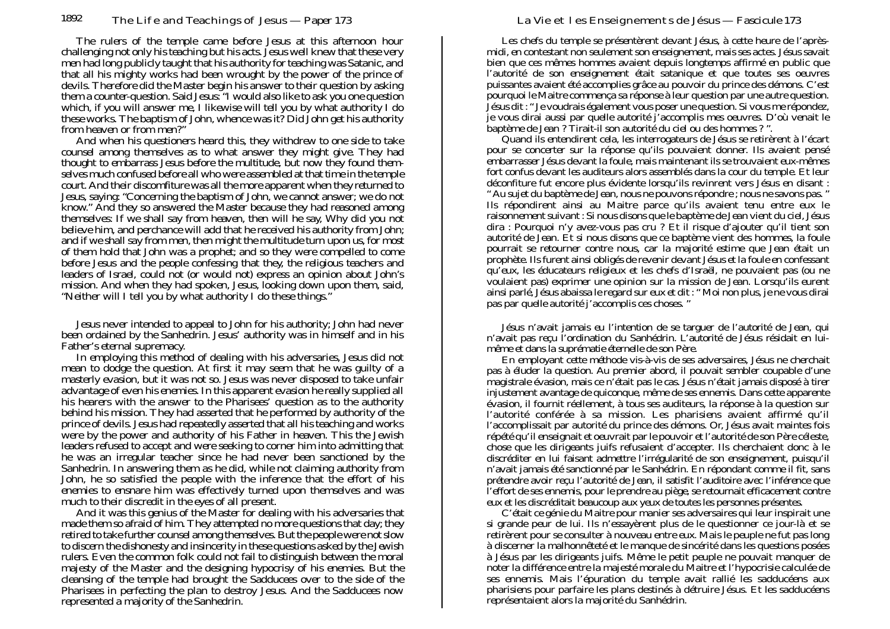The rulers of the temple came before Jesus at this afternoon hour challenging not only his teaching but his acts. Jesus well knew that these very men had long publicly taught that his authority for teaching was Satanic, and that all his mighty works had been wrought by the power of the prince of devils. Therefore did the Master begin his answer to their question by asking them a counter-question. Said Jesus: "I would also like to ask you one question which, if you will answer me, I likewise will tell you by what authority I do these works. The baptism of John, whence was it? Did John get his authority from heaven or from men?"

And when his questioners heard this, they withdrew to one side to take counsel among themselves as to what answer they might give. They had thought to embarrass Jesus before the multitude, but now they found themselves much confused before all who were assembled at that time in the temple court. And their discomfiture was all the more apparent when they returned to Jesus, saying: "Concerning the baptism of John, we cannot answer; we do not know." And they so answered the Master because they had reasoned among themselves: If we shall say from heaven, then will he say, Why did you not believe him, and perchance will add that he received his authority from John; and if we shall say from men, then might the multitude turn upon us, for most of them hold that John was a prophet; and so they were compelled to come before Jesus and the people confessing that they, the religious teachers and leaders of Israel, could not (or would not) express an opinion about John's mission. And when they had spoken, Jesus, looking down upon them, said, "Neither will I tell you by what authority I do these things."

Jesus never intended to appeal to John for his authority; John had never been ordained by the Sanhedrin. Jesus' authority was in himself and in his Father's eternal supremacy.

In employing this method of dealing with his adversaries, Jesus did not mean to dodge the question. At first it may seem that he was guilty of a masterly evasion, but it was not so. Jesus was never disposed to take unfair advantage of even his enemies. In this apparent evasion he really supplied all his hearers with the answer to the Pharisees' question as to the authority behind his mission. They had asserted that he performed by authority of the prince of devils. Jesus had repeatedly asserted that all his teaching and works were by the power and authority of his Father in heaven. This the Jewish leaders refused to accept and were seeking to corner him into admitting that he was an irregular teacher since he had never been sanctioned by the Sanhedrin. In answering them as he did, while not claiming authority from John, he so satisfied the people with the inference that the effort of his enemies to ensnare him was effectively turned upon themselves and was much to their discredit in the eyes of all present.

And it was this genius of the Master for dealing with his adversaries that made them so afraid of him. They attempted no more questions that day; they retired to take further counsel among themselves. But the people were not slow to discern the dishonesty and insincerity in these questions asked by the Jewish rulers. Even the common folk could not fail to distinguish between the moral majesty of the Master and the designing hypocrisy of his enemies. But the cleansing of the temple had brought the Sadducees over to the side of the Pharisees in perfecting the plan to destroy Jesus. And the Sadducees now represented a majority of the Sanhedrin.

Les chefs du temple se présentèrent devant Jésus, à cette heure de l'après-midi, en contestant non seulement son enseignement, mais ses actes. Jésus savait bien que ces mêmes hommes avaient depuis longtemps affirmé en public que l'autorité de son enseignement était satanique et que toutes ses oeuvres puissantes avaient été accomplies grâce au pouvoir du prince des démons. C'est pourquoi le Maitre commença sa réponse à leur question par une autre question. Jésus dit : " Je voudrais également vous poser une question. Si vous me répondez, je vous dirai aussi par quelle autorité j'accomplis mes oeuvres. D'où venait le baptême de Jean ? Tirait-il son autorité du ciel ou des hommes ? ".

Quand ils entendirent cela, les interrogateurs de Jésus se retirèrent à l'écart pour se concerter sur la réponse qu'ils pouvaient donner. Ils avaient pensé embarrasser Jésus devant la foule, mais maintenant ils se trouvaient eux-mêmes fort confus devant les auditeurs alors assemblés dans la cour du temple. Et leur déconfiture fut encore plus évidente lorsqu'ils revinrent vers Jésus en disant : " Au sujet du baptême de Jean, nous ne pouvons répondre ; nous ne savons pas. " Ils répondirent ainsi au Maitre parce qu'ils avaient tenu entre eux le raisonnement suivant : Si nous disons que le baptême de Jean vient du ciel, Jésus dira : Pourquoi n'y avez-vous pas cru ? Et il risque d'ajouter qu'il tient son autorité de Jean. Et si nous disons que ce baptême vient des hommes, la foule pourrait se retourner contre nous, car la majorité estime que Jean était un prophète. Ils furent ainsi obligés de revenir devant Jésus et la foule en confessant qu'eux, les éducateurs religieux et les chefs d'Israël, ne pouvaient pas (ou ne voulaient pas) exprimer une opinion sur la mission de Jean. Lorsqu'ils eurent ainsi parlé, Jésus abaissa le regard sur eux et dit : " Moi non plus, je ne vous dirai pas par quelle autorité j'accomplis ces choses. "

Jésus n'avait jamais eu l'intention de se targuer de l'autorité de Jean, qui n'avait pas reçu l'ordination du Sanhédrin. L'autorité de Jésus résidait en lui-même et dans la suprématie éternelle de son Père.

En employant cette méthode vis-à-vis de ses adversaires, Jésus ne cherchait pas à éluder la question. Au premier abord, il pouvait sembler coupable d'une magistrale évasion, mais ce n'était pas le cas. Jésus n'était jamais disposé à tirer injustement avantage de quiconque, même de ses ennemis. Dans cette apparente évasion, il fournit réellement, à tous ses auditeurs, la réponse à la question sur l'autorité conférée à sa mission. Les pharisiens avaient affirmé qu'il l'accomplissait par autorité du prince des démons. Or, Jésus avait maintes fois répété qu'il enseignait et oeuvrait par le pouvoir et l'autorité de son Père céleste, chose que les dirigeants juifs refusaient d'accepter. Ils cherchaient donc à le discréditer en lui faisant admettre l'irrégularité de son enseignement, puisqu'il n'avait jamais été sanctionné par le Sanhédrin. En répondant comme il fit, sans prétendre avoir reçu l'autorité de Jean, il satisfit l'auditoire avec l'inférence que l'effort de ses ennemis, pour le prendre au piège, se retournait efficacement contre eux et les discréditait beaucoup aux yeux de toutes les personnes présentes.

C'était ce génie du Maitre pour manier ses adversaires qui leur inspirait une si grande peur de lui. Ils n'essayèrent plus de le questionner ce jour-là et se retirèrent pour se consulter à nouveau entre eux. Mais le peuple ne fut pas long à discerner la malhonnêteté et le manque de sincérité dans les questions posées à Jésus par les dirigeants juifs. Même le petit peuple ne pouvait manquer de noter la différence entre la majesté morale du Maitre et l'hypocrisie calculée de ses ennemis. Mais l'épuration du temple avait rallié les sadducéens aux pharisiens pour parfaire les plans destinés à détruire Jésus. Et les sadducéens représentaient alors la majorité du Sanhédrin.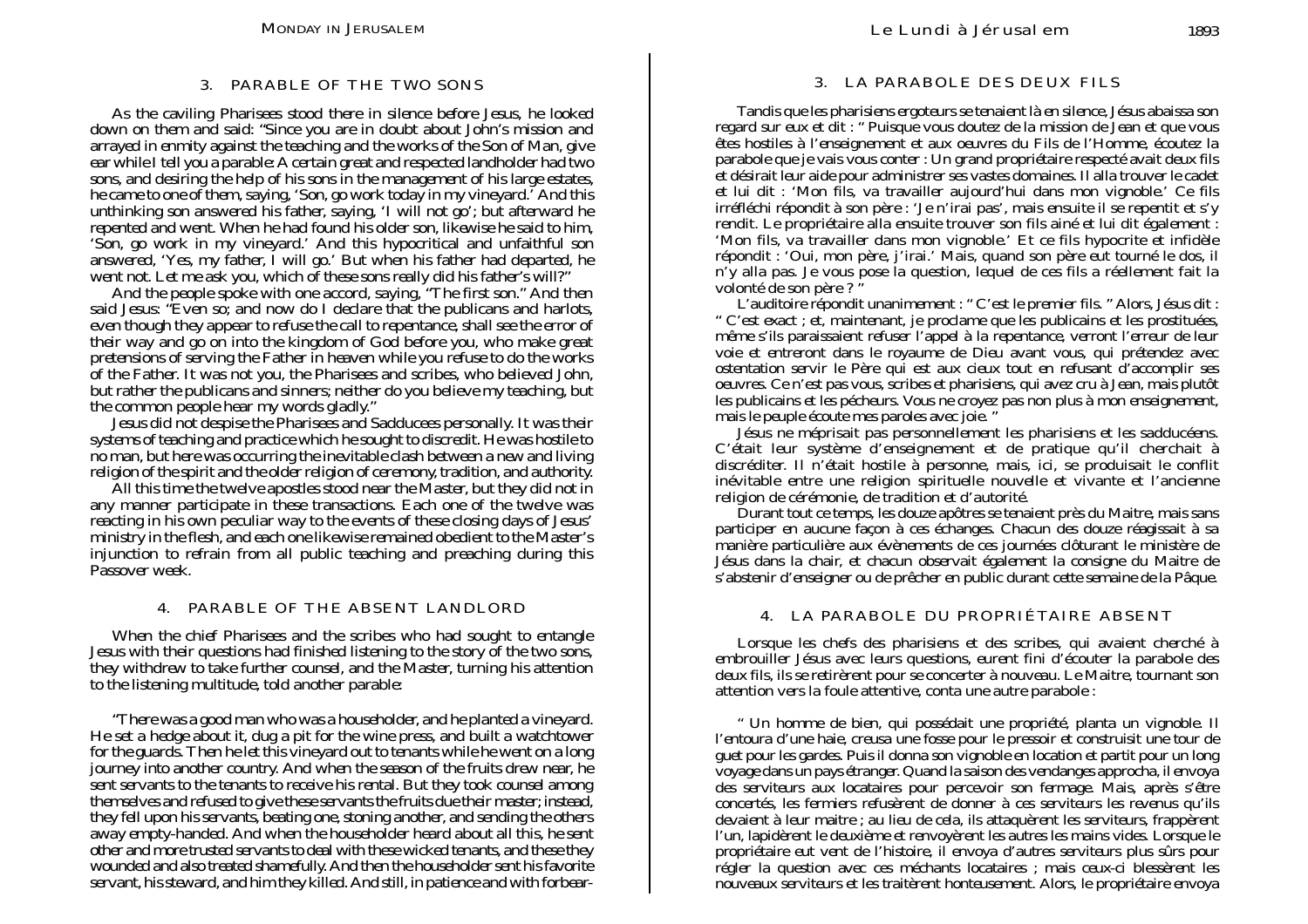## 3. PARABLE OF THE TWO SONS

As the caviling Pharisees stood there in silence before Jesus, he looked down on them and said: "Since you are in doubt about John's mission and arrayed in enmity against the teaching and the works of the Son of Man, give ear while I tell you a parable: A certain great and respected landholder had two sons, and desiring the help of his sons in the management of his large estates, he came to one of them, saying, 'Son, go work today in my vineyard.' And this unthinking son answered his father, saying, 'I will not go'; but afterward he repented and went. When he had found his older son, likewise he said to him, 'Son, go work in my vineyard.' And this hypocritical and unfaithful son answered, 'Yes, my father, I will go.' But when his father had departed, he went not. Let me ask you, which of these sons really did his father's will?"

And the people spoke with one accord, saying, "The first son." And then said Jesus: "Even so; and now do I declare that the publicans and harlots, even though they appear to refuse the call to repentance, shall see the error of their way and go on into the kingdom of God before you, who make great pretensions of serving the Father in heaven while you refuse to do the works of the Father. It was not you, the Pharisees and scribes, who believed John, but rather the publicans and sinners; neither do you believe my teaching, but the common people hear my words gladly."

Jesus did not despise the Pharisees and Sadducees personally. It was their systems of teaching and practice which he sought to discredit. He was hostile to no man, but here was occurring the inevitable clash between a new and living religion of the spirit and the older religion of ceremony, tradition, and authority.

All this time the twelve apostles stood near the Master, but they did not in any manner participate in these transactions. Each one of the twelve was reacting in his own peculiar way to the events of these closing days of Jesus' ministry in the flesh, and each one likewise remained obedient to the Master's injunction to refrain from all public teaching and preaching during this Passover week.

## 4. PARABLE OF THE ABSENT LANDLORD

When the chief Pharisees and the scribes who had sought to entangle Jesus with their questions had finished listening to the story of the two sons, they withdrew to take further counsel, and the Master, turning his attention to the listening multitude, told another parable:

"There was a good man who was a householder, and he planted a vineyard. He set a hedge about it, dug a pit for the wine press, and built a watchtower for the guards. Then he let this vineyard out to tenants while he went on a long journey into another country. And when the season of the fruits drew near, he sent servants to the tenants to receive his rental. But they took counsel among themselves and refused to give these servants the fruits due their master; instead, they fell upon his servants, beating one, stoning another, and sending the others away empty-handed. And when the householder heard about all this, he sent other and more trusted servants to deal with these wicked tenants, and these they wounded and also treated shamefully. And then the householder sent his favorite servant, his steward, and him they killed. And still, in patience and with forbear-

## 3. LA PARABOLE DES DEUX FILS

Tandis que les pharisiens ergoteurs se tenaient là en silence, Jésus abaissa son regard sur eux et dit : " Puisque vous doutez de la mission de Jean et que vous êtes hostiles à l'enseignement et aux oeuvres du Fils de l'Homme, écoutez la parabole que je vais vous conter : Un grand propriétaire respecté avait deux fils et désirait leur aide pour administrer ses vastes domaines. Il alla trouver le cadet et lui dit : 'Mon fils, va travailler aujourd'hui dans mon vignoble.' Ce fils irréfléchi répondit à son père : 'Je n'irai pas', mais ensuite il se repentit et s'y rendit. Le propriétaire alla ensuite trouver son fils ainé et lui dit également : 'Mon fils, va travailler dans mon vignoble.' Et ce fils hypocrite et infidèle répondit : 'Oui, mon père, j'irai.' Mais, quand son père eut tourné le dos, il n'y alla pas. Je vous pose la question, lequel de ces fils a réellement fait la volonté de son père ? "

L'auditoire répondit unanimement : " C'est le premier fils. " Alors, Jésus dit : " C'est exact ; et, maintenant, je proclame que les publicains et les prostituées, même s'ils paraissaient refuser l'appel à la repentance, verront l'erreur de leur voie et entreront dans le royaume de Dieu avant vous, qui prétendez avec ostentation servir le Père qui est aux cieux tout en refusant d'accomplir ses oeuvres. Ce n'est pas vous, scribes et pharisiens, qui avez cru à Jean, mais plutôt les publicains et les pécheurs. Vous ne croyez pas non plus à mon enseignement, mais le peuple écoute mes paroles avec joie. "

Jésus ne méprisait pas personnellement les pharisiens et les sadducéens. C'était leur système d'enseignement et de pratique qu'il cherchait à discréditer. Il n'était hostile à personne, mais, ici, se produisait le conflit inévitable entre une religion spirituelle nouvelle et vivante et l'ancienne religion de cérémonie, de tradition et d'autorité.

Durant tout ce temps, les douze apôtres se tenaient près du Maitre, mais sans participer en aucune façon à ces échanges. Chacun des douze réagissait à sa manière particulière aux évènements de ces journées clôturant le ministère de Jésus dans la chair, et chacun observait également la consigne du Maitre de s'abstenir d'enseigner ou de prêcher en public durant cette semaine de la Pâque.

## 4. LA PARABOLE DU PROPRIÉTAIRE ABSENT

Lorsque les chefs des pharisiens et des scribes, qui avaient cherché à embrouiller Jésus avec leurs questions, eurent fini d'écouter la parabole des deux fils, ils se retirèrent pour se concerter à nouveau. Le Maitre, tournant son attention vers la foule attentive, conta une autre parabole :

" Un homme de bien, qui possédait une propriété, planta un vignoble. Il l'entoura d'une haie, creusa une fosse pour le pressoir et construisit une tour de guet pour les gardes. Puis il donna son vignoble en location et partit pour un long voyage dans un pays étranger. Quand la saison des vendanges approcha, il envoya des serviteurs aux locataires pour percevoir son fermage. Mais, après s'être concertés, les fermiers refusèrent de donner à ces serviteurs les revenus qu'ils devaient à leur maitre ; au lieu de cela, ils attaquèrent les serviteurs, frappèrent l'un, lapidèrent le deuxième et renvoyèrent les autres les mains vides. Lorsque le propriétaire eut vent de l'histoire, il envoya d'autres serviteurs plus sûrs pour régler la question avec ces méchants locataires ; mais ceux-ci blessèrent les nouveaux serviteurs et les traitèrent honteusement. Alors, le propriétaire envoya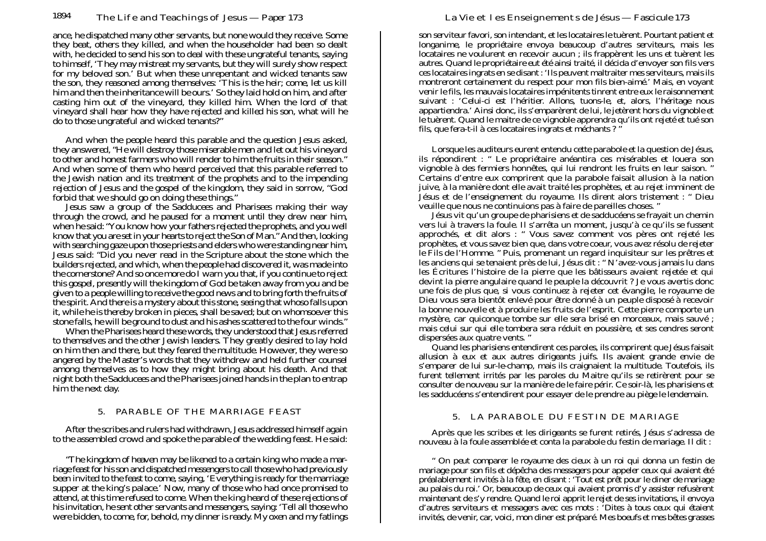ance, he dispatched many other servants, but none would they receive. Some they beat, others they killed, and when the householder had been so dealt with, he decided to send his son to deal with these ungrateful tenants, saying to himself, 'They may mistreat my servants, but they will surely show respect for my beloved son.' But when these unrepentant and wicked tenants saw the son, they reasoned among themselves: 'This is the heir; come, let us kill him and then the inheritance will be ours.' So they laid hold on him, and after casting him out of the vineyard, they killed him. When the lord of that vineyard shall hear how they have rejected and killed his son, what will he do to those ungrateful and wicked tenants?"

And when the people heard this parable and the question Jesus asked, they answered, "He will destroy those miserable men and let out his vineyard to other and honest farmers who will render to him the fruits in their season." And when some of them who heard perceived that this parable referred to the Jewish nation and its treatment of the prophets and to the impending rejection of Jesus and the gospel of the kingdom, they said in sorrow, "God forbid that we should go on doing these things."

Jesus saw a group of the Sadducees and Pharisees making their way through the crowd, and he paused for a moment until they drew near him, when he said: "You know how your fathers rejected the prophets, and you well know that you are set in your hearts to reject the Son of Man." And then, looking with searching gaze upon those priests and elders who were standing near him, Jesus said: "Did you never read in the Scripture about the stone which the builders rejected, and which, when the people had discovered it, was made into the cornerstone? And so once more do I warn you that, if you continue to reject this gospel, presently will the kingdom of God be taken away from you and be given to a people willing to receive the good news and to bring forth the fruits of the spirit. And there is a mystery about this stone, seeing that whoso falls upon it, while he is thereby broken in pieces, shall be saved; but on whomsoever this stone falls, he will be ground to dust and his ashes scattered to the four winds."

When the Pharisees heard these words, they understood that Jesus referred to themselves and the other Jewish leaders. They greatly desired to lay hold on him then and there, but they feared the multitude. However, they were so angered by the Master's words that they withdrew and held further counsel among themselves as to how they might bring about his death. And that night both the Sadducees and the Pharisees joined hands in the plan to entrap him the next day.

## 5. PARABLE OF THE MARRIAGE FEAST

After the scribes and rulers had withdrawn, Jesus addressed himself again to the assembled crowd and spoke the parable of the wedding feast. He said:

"The kingdom of heaven may be likened to a certain king who made a marriage feast for his son and dispatched messengers to call those who had previously been invited to the feast to come, saying, 'Everything is ready for the marriage supper at the king's palace.' Now, many of those who had once promised to attend, at this time refused to come. When the king heard of these rejections of his invitation, he sent other servants and messengers, saying: 'Tell all those who were bidden, to come, for, behold, my dinner is ready. My oxen and my fatlings

son serviteur favori, son intendant, et les locataires le tuèrent. Pourtant patient et longanime, le propriétaire envoya beaucoup d'autres serviteurs, mais les locataires ne voulurent en recevoir aucun ; ils frappèrent les uns et tuèrent les autres. Quand le propriétaire eut été ainsi traité, il décida d'envoyer son fils vers ces locataires ingrats en se disant : 'Ils peuvent maltraiter mes serviteurs, mais ils montreront certainement du respect pour mon fils bien-aimé.' Mais, en voyant venir le fils, les mauvais locataires impénitents tinrent entre eux le raisonnement suivant : 'Celui-ci est l'héritier. Allons, tuons-le, et, alors, l'héritage nous appartiendra.' Ainsi donc, ils s'emparèrent de lui, le jetèrent hors du vignoble et le tuèrent. Quand le maitre de ce vignoble apprendra qu'ils ont rejeté et tué son fils, que fera-t-il à ces locataires ingrats et méchants ? "

Lorsque les auditeurs eurent entendu cette parabole et la question de Jésus, ils répondirent : " Le propriétaire anéantira ces misérables et louera son vignoble à des fermiers honnêtes, qui lui rendront les fruits en leur saison. " Certains d'entre eux comprirent que la parabole faisait allusion à la nation juive, à la manière dont elle avait traité les prophètes, et au rejet imminent de Jésus et de l'enseignement du royaume. Ils dirent alors tristement : " Dieu veuille que nous ne continuions pas à faire de pareilles choses. "

Jésus vit qu'un groupe de pharisiens et de sadducéens se frayait un chemin vers lui à travers la foule. Il s'arrêta un moment, jusqu'à ce qu'ils se fussent approchés, et dit alors : " Vous savez comment vos pères ont rejeté les prophètes, et vous savez bien que, dans votre coeur, vous avez résolu de rejeter le Fils de l'Homme. " Puis, promenant un regard inquisiteur sur les prêtres et les anciens qui se tenaient près de lui, Jésus dit : " N'avez-vous jamais lu dans les Écritures l'histoire de la pierre que les bâtisseurs avaient rejetée et qui devint la pierre angulaire quand le peuple la découvrit ? Je vous avertis donc une fois de plus que, si vous continuez à rejeter cet évangile, le royaume de Dieu vous sera bientôt enlevé pour être donné à un peuple disposé à recevoir la bonne nouvelle et à produire les fruits de l'esprit. Cette pierre comporte un mystère, car quiconque tombe sur elle sera brisé en morceaux, mais sauvé ; mais celui sur qui elle tombera sera réduit en poussière, et ses cendres seront dispersées aux quatre vents. "

Quand les pharisiens entendirent ces paroles, ils comprirent que Jésus faisait allusion à eux et aux autres dirigeants juifs. Ils avaient grande envie de s'emparer de lui sur-le-champ, mais ils craignaient la multitude. Toutefois, ils furent tellement irrités par les paroles du Maitre qu'ils se retirèrent pour se consulter de nouveau sur la manière de le faire périr. Ce soir-là, les pharisiens et les sadducéens s'entendirent pour essayer de le prendre au piège le lendemain.

## 5. LA PARABOLE DU FESTIN DE MARIAGE

Après que les scribes et les dirigeants se furent retirés, Jésus s'adressa de nouveau à la foule assemblée et conta la parabole du festin de mariage. Il dit :

" On peut comparer le royaume des cieux à un roi qui donna un festin de mariage pour son fils et dépêcha des messagers pour appeler ceux qui avaient été préalablement invités à la fête, en disant : 'Tout est prêt pour le diner de mariage au palais du roi.' Or, beaucoup de ceux qui avaient promis d'y assister refusèrent maintenant de s'y rendre. Quand le roi apprit le rejet de ses invitations, il envoya d'autres serviteurs et messagers avec ces mots : 'Dites à tous ceux qui étaient invités, de venir, car, voici, mon diner est préparé. Mes boeufs et mes bêtes grasses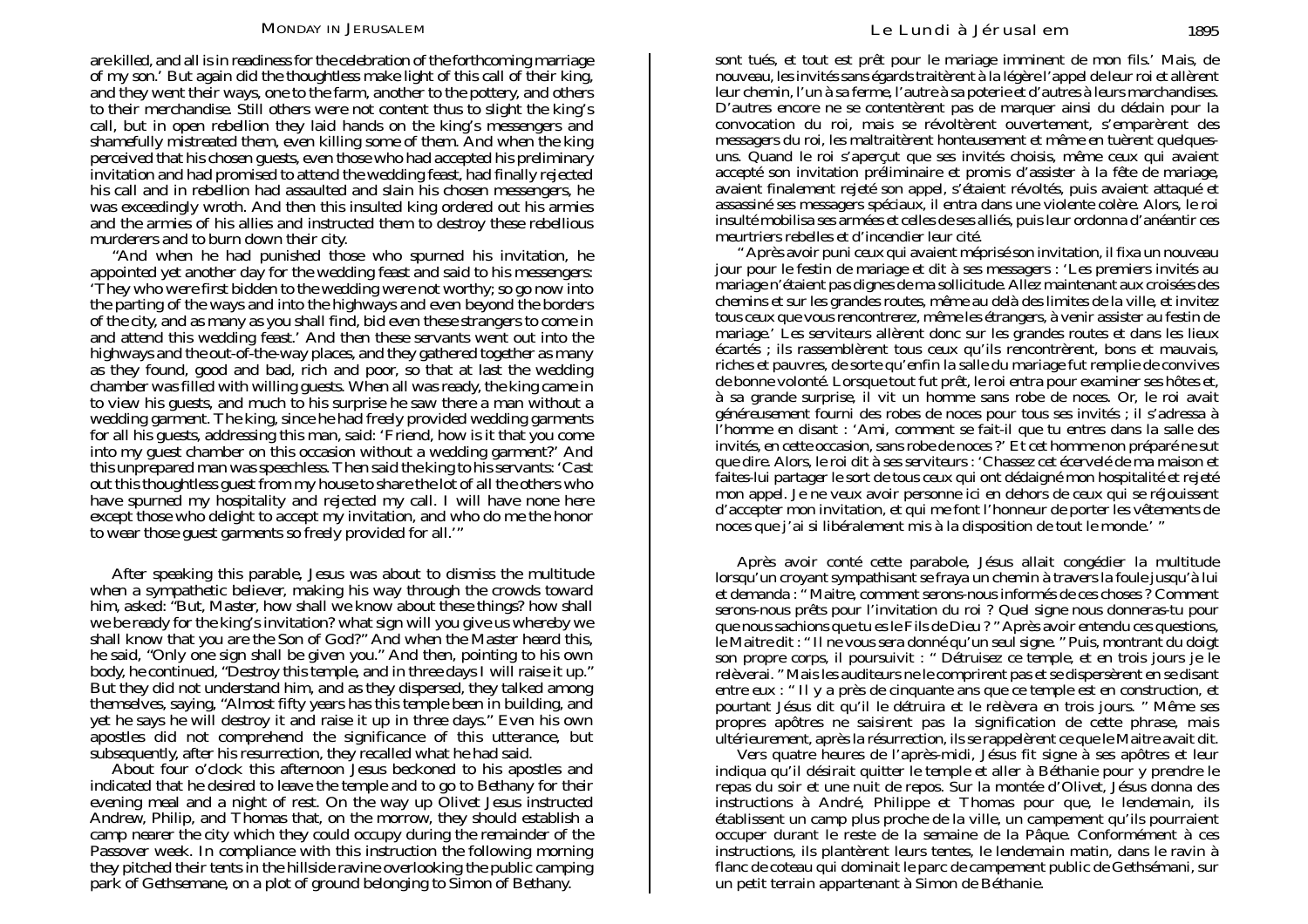are killed, and all is in readiness for the celebration of the forthcoming marriage of my son.' But again did the thoughtless make light of this call of their king, and they went their ways, one to the farm, another to the pottery, and others to their merchandise. Still others were not content thus to slight the king's call, but in open rebellion they laid hands on the king's messengers and shamefully mistreated them, even killing some of them. And when the king perceived that his chosen guests, even those who had accepted his preliminary invitation and had promised to attend the wedding feast, had finally rejected his call and in rebellion had assaulted and slain his chosen messengers, he was exceedingly wroth. And then this insulted king ordered out his armies and the armies of his allies and instructed them to destroy these rebellious murderers and to burn down their city.

"And when he had punished those who spurned his invitation, he appointed yet another day for the wedding feast and said to his messengers: 'They who were first bidden to the wedding were not worthy; so go now into the parting of the ways and into the highways and even beyond the borders of the city, and as many as you shall find, bid even these strangers to come in and attend this wedding feast.' And then these servants went out into the highways and the out-of-the-way places, and they gathered together as many as they found, good and bad, rich and poor, so that at last the wedding chamber was filled with willing guests. When all was ready, the king came in to view his guests, and much to his surprise he saw there a man without a wedding garment. The king, since he had freely provided wedding garments for all his guests, addressing this man, said: 'Friend, how is it that you come into my guest chamber on this occasion without a wedding garment?' And this unprepared man was speechless. Then said the king to his servants: 'Cast out this thoughtless guest from my house to share the lot of all the others who have spurned my hospitality and rejected my call. I will have none here except those who delight to accept my invitation, and who do me the honor to wear those guest garments so freely provided for all.'"

After speaking this parable, Jesus was about to dismiss the multitude when a sympathetic believer, making his way through the crowds toward him, asked: "But, Master, how shall we know about these things? how shall we be ready for the king's invitation? what sign will you give us whereby we shall know that you are the Son of God?" And when the Master heard this, he said, "Only one sign shall be given you." And then, pointing to his own body, he continued, "Destroy this temple, and in three days I will raise it up." But they did not understand him, and as they dispersed, they talked among themselves, saying, "Almost fifty years has this temple been in building, and yet he says he will destroy it and raise it up in three days." Even his own apostles did not comprehend the significance of this utterance, but subsequently, after his resurrection, they recalled what he had said.

About four o'clock this afternoon Jesus beckoned to his apostles and indicated that he desired to leave the temple and to go to Bethany for their evening meal and a night of rest. On the way up Olivet Jesus instructed Andrew, Philip, and Thomas that, on the morrow, they should establish a camp nearer the city which they could occupy during the remainder of the Passover week. In compliance with this instruction the following morning they pitched their tents in the hillside ravine overlooking the public camping park of Gethsemane, on a plot of ground belonging to Simon of Bethany.

sont tués, et tout est prêt pour le mariage imminent de mon fils.' Mais, de nouveau, les invités sans égards traitèrent à la légère l'appel de leur roi et allèrent leur chemin, l'un à sa ferme, l'autre à sa poterie et d'autres à leurs marchandises. D'autres encore ne se contentèrent pas de marquer ainsi du dédain pour la convocation du roi, mais se révoltèrent ouvertement, s'emparèrent des messagers du roi, les maltraitèrent honteusement et même en tuèrent quelques-uns. Quand le roi s'aperçut que ses invités choisis, même ceux qui avaient accepté son invitation préliminaire et promis d'assister à la fête de mariage, avaient finalement rejeté son appel, s'étaient révoltés, puis avaient attaqué et assassiné ses messagers spéciaux, il entra dans une violente colère. Alors, le roi insulté mobilisa ses armées et celles de ses alliés, puis leur ordonna d'anéantir ces meurtriers rebelles et d'incendier leur cité.

« Après avoir puni ceux qui avaient méprisé son invitation, il fixa un nouveau jour pour le festin de mariage et dit à ses messagers : 'Les premiers invités au mariage n'étaient pas dignes de ma sollicitude. Allez maintenant aux croisées des chemins et sur les grandes routes, même au delà des limites de la ville, et invitez tous ceux que vous rencontrerez, même les étrangers, à venir assister au festin de mariage.' Les serviteurs allèrent donc sur les grandes routes et dans les lieux écartés ; ils rassemblèrent tous ceux qu'ils rencontrèrent, bons et mauvais, riches et pauvres, de sorte qu'enfin la salle du mariage fut remplie de convives de bonne volonté. Lorsque tout fut prêt, le roi entra pour examiner ses hôtes et, à sa grande surprise, il vit un homme sans robe de noces. Or, le roi avait généreusement fourni des robes de noces pour tous ses invités ; il s'adressa à l'homme en disant : 'Ami, comment se fait-il que tu entres dans la salle des invités, en cette occasion, sans robe de noces ?' Et cet homme non préparé ne sut que dire. Alors, le roi dit à ses serviteurs : 'Chassez cet écervelé de ma maison et faites-lui partager le sort de tous ceux qui ont dédaigné mon hospitalité et rejeté mon appel. Je ne veux avoir personne ici en dehors de ceux qui se réjouissent d'accepter mon invitation, et qui me font l'honneur de porter les vêtements de noces que j'ai si libéralement mis à la disposition de tout le monde.' »

Après avoir conté cette parabole, Jésus allait congédier la multitude lorsqu'un croyant sympathisant se fraya un chemin à travers la foule jusqu'à lui et demanda : « Maitre, comment serons-nous informés de ces choses ? Comment serons-nous prêts pour l'invitation du roi ? Quel signe nous donneras-tu pour que nous sachions que tu es le Fils de Dieu ? » Après avoir entendu ces questions, le Maitre dit : « Il ne vous sera donné qu'un seul signe. » Puis, montrant du doigt son propre corps, il poursuivit : « Détruisez ce temple, et en trois jours je le relèverai. » Mais les auditeurs ne le comprirent pas et se dispersèrent en se disant entre eux : « Il y a près de cinquante ans que ce temple est en construction, et pourtant Jésus dit qu'il le détruira et le relèvera en trois jours. » Même ses propres apôtres ne saisirent pas la signification de cette phrase, mais ultérieurement, après la résurrection, ils se rappelèrent ce que le Maitre avait dit.

Vers quatre heures de l'après-midi, Jésus fit signe à ses apôtres et leur indiqua qu'il désirait quitter le temple et aller à Béthanie pour y prendre le repas du soir et une nuit de repos. Sur la montée d'Olivet, Jésus donna des instructions à André, Philippe et Thomas pour que, le lendemain, ils établissent un camp plus proche de la ville, un campement qu'ils pourraient occuper durant le reste de la semaine de la Pâque. Conformément à ces instructions, ils plantèrent leurs tentes, le lendemain matin, dans le ravin à flanc de coteau qui dominait le parc de campement public de Gethsémani, sur un petit terrain appartenant à Simon de Béthanie.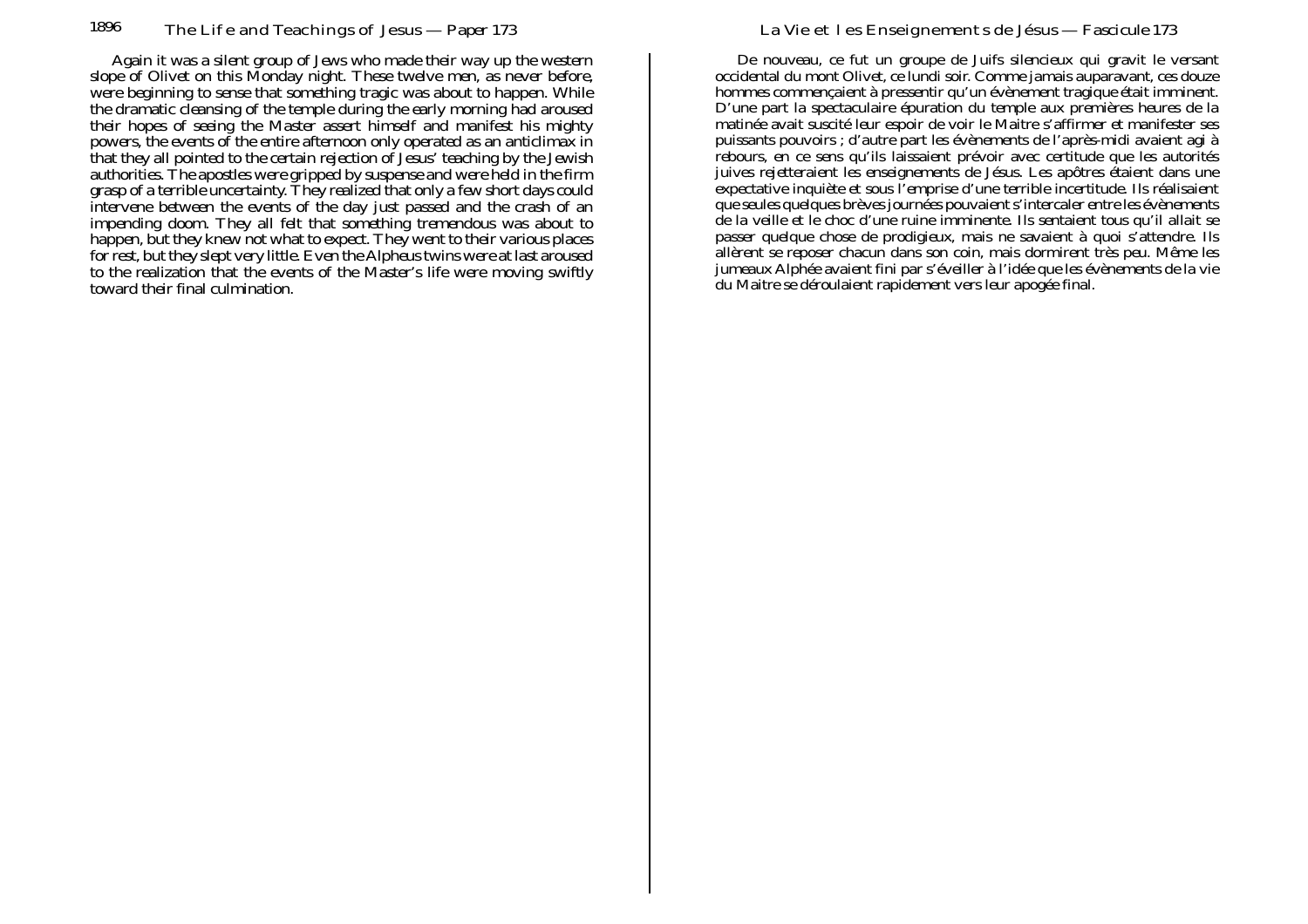Again it was a silent group of Jews who made their way up the western slope of Olivet on this Monday night. These twelve men, as never before, were beginning to sense that something tragic was about to happen. While the dramatic cleansing of the temple during the early morning had aroused their hopes of seeing the Master assert himself and manifest his mighty powers, the events of the entire afternoon only operated as an anticlimax in that they all pointed to the certain rejection of Jesus' teaching by the Jewish authorities. The apostles were gripped by suspense and were held in the firm grasp of a terrible uncertainty. They realized that only a few short days could intervene between the events of the day just passed and the crash of an impending doom. They all felt that something tremendous was about to happen, but they knew not what to expect. They went to their various places for rest, but they slept very little. Even the Alpheus twins were at last aroused to the realization that the events of the Master's life were moving swiftly toward their final culmination.

De nouveau, ce fut un groupe de Juifs silencieux qui gravit le versant occidental du mont Olivet, ce lundi soir. Comme jamais auparavant, ces douze hommes commençaient à pressentir qu'un évènement tragique était imminent. D'une part la spectaculaire épuration du temple aux premières heures de la matinée avait suscité leur espoir de voir le Maitre s'affirmer et manifester ses puissants pouvoirs ; d'autre part les évènements de l'après-midi avaient agi à rebours, en ce sens qu'ils laissaient prévoir avec certitude que les autorités juives rejetteraient les enseignements de Jésus. Les apôtres étaient dans une expectative inquiète et sous l'emprise d'une terrible incertitude. Ils réalisaient que seules quelques brèves journées pouvaient s'intercaler entre les évènements de la veille et le choc d'une ruine imminente. Ils sentaient tous qu'il allait se passer quelque chose de prodigieux, mais ne savaient à quoi s'attendre. Ils allèrent se reposer chacun dans son coin, mais dormirent très peu. Même les jumeaux Alphée avaient fini par s'éveiller à l'idée que les évènements de la vie du Maitre se déroulaient rapidement vers leur apogée final.